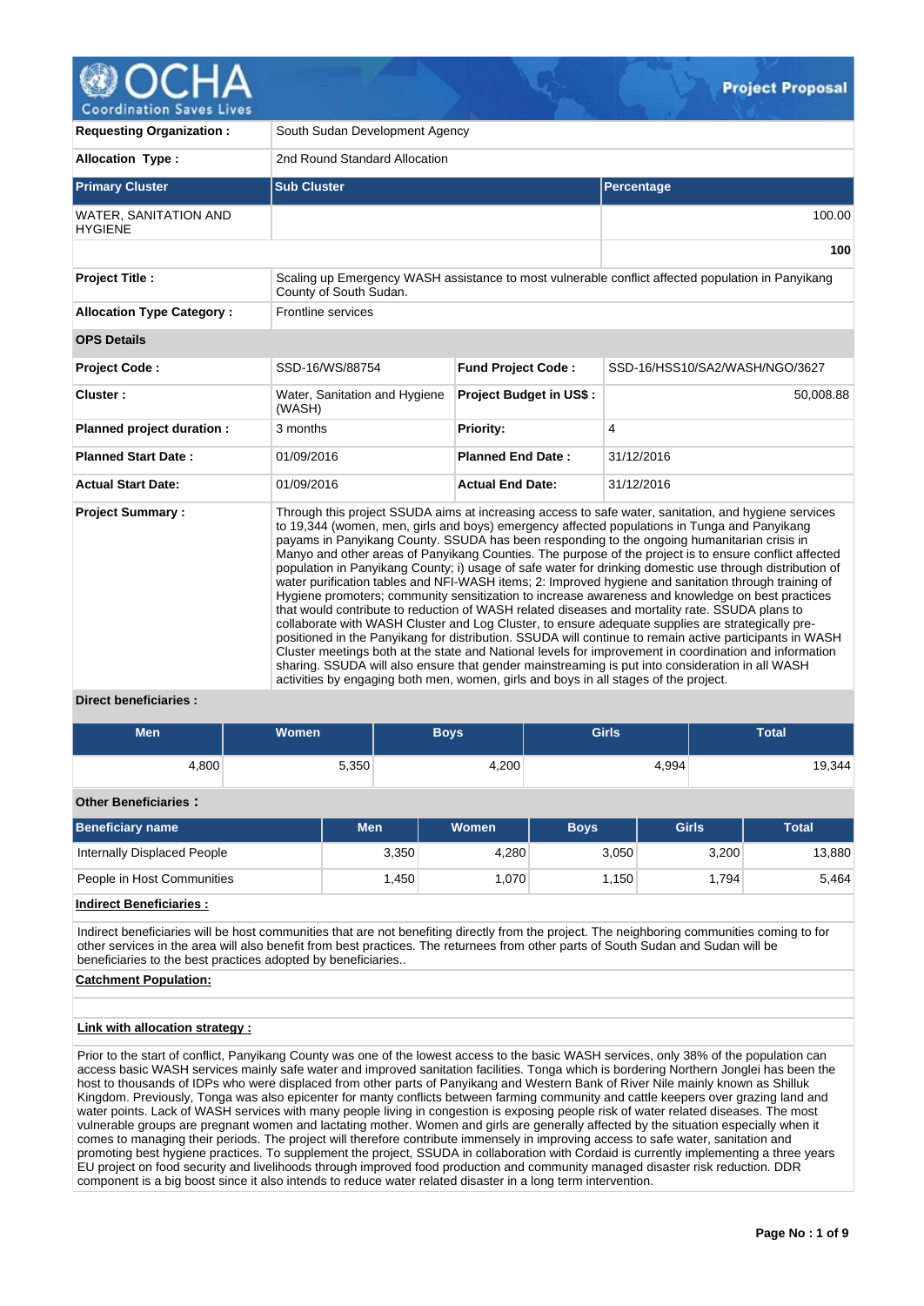**Requesting Organization :** South Sudan Development Agency

**Allocation Type :** 2nd Round Standard Allocation

| Primary Cluster | Sub Cluster | Percentage |
|---|---|---|
| WATER, SANITATION AND HYGIENE | | 100.00 |
| | | **100** |

**Project Title :** Scaling up Emergency WASH assistance to most vulnerable conflict affected population in Panyikang County of South Sudan.

**Allocation Type Category :** Frontline services

**OPS Details**

| | | | |
|---|---|---|---|
| **Project Code :** | SSD-16/WS/88754 | **Fund Project Code :** | SSD-16/HSS10/SA2/WASH/NGO/3627 |
| **Cluster :** | Water, Sanitation and Hygiene (WASH) | **Project Budget in US$ :** | 50,008.88 |
| **Planned project duration :** | 3 months | **Priority:** | 4 |
| **Planned Start Date :** | 01/09/2016 | **Planned End Date :** | 31/12/2016 |
| **Actual Start Date:** | 01/09/2016 | **Actual End Date:** | 31/12/2016 |

**Project Summary :** Through this project SSUDA aims at increasing access to safe water, sanitation, and hygiene services to 19,344 (women, men, girls and boys) emergency affected populations in Tunga and Panyikang payams in Panyikang County. SSUDA has been responding to the ongoing humanitarian crisis in Manyo and other areas of Panyikang Counties. The purpose of the project is to ensure conflict affected population in Panyikang County; i) usage of safe water for drinking domestic use through distribution of water purification tables and NFI-WASH items; 2: Improved hygiene and sanitation through training of Hygiene promoters; community sensitization to increase awareness and knowledge on best practices that would contribute to reduction of WASH related diseases and mortality rate. SSUDA plans to collaborate with WASH Cluster and Log Cluster, to ensure adequate supplies are strategically pre-positioned in the Panyikang for distribution. SSUDA will continue to remain active participants in WASH Cluster meetings both at the state and National levels for improvement in coordination and information sharing. SSUDA will also ensure that gender mainstreaming is put into consideration in all WASH activities by engaging both men, women, girls and boys in all stages of the project.

**Direct beneficiaries :**

| Men | Women | Boys | Girls | Total |
|---|---|---|---|---|
| 4,800 | 5,350 | 4,200 | 4,994 | 19,344 |

**Other Beneficiaries :**

| Beneficiary name | Men | Women | Boys | Girls | Total |
|---|---|---|---|---|---|
| Internally Displaced People | 3,350 | 4,280 | 3,050 | 3,200 | 13,880 |
| People in Host Communities | 1,450 | 1,070 | 1,150 | 1,794 | 5,464 |

**Indirect Beneficiaries :**

Indirect beneficiaries will be host communities that are not benefiting directly from the project. The neighboring communities coming to for other services in the area will also benefit from best practices. The returnees from other parts of South Sudan and Sudan will be beneficiaries to the best practices adopted by beneficiaries..

**Catchment Population:**

**Link with allocation strategy :**

Prior to the start of conflict, Panyikang County was one of the lowest access to the basic WASH services, only 38% of the population can access basic WASH services mainly safe water and improved sanitation facilities. Tonga which is bordering Northern Jonglei has been the host to thousands of IDPs who were displaced from other parts of Panyikang and Western Bank of River Nile mainly known as Shilluk Kingdom. Previously, Tonga was also epicenter for manty conflicts between farming community and cattle keepers over grazing land and water points. Lack of WASH services with many people living in congestion is exposing people risk of water related diseases. The most vulnerable groups are pregnant women and lactating mother. Women and girls are generally affected by the situation especially when it comes to managing their periods. The project will therefore contribute immensely in improving access to safe water, sanitation and promoting best hygiene practices. To supplement the project, SSUDA in collaboration with Cordaid is currently implementing a three years EU project on food security and livelihoods through improved food production and community managed disaster risk reduction. DDR component is a big boost since it also intends to reduce water related disaster in a long term intervention.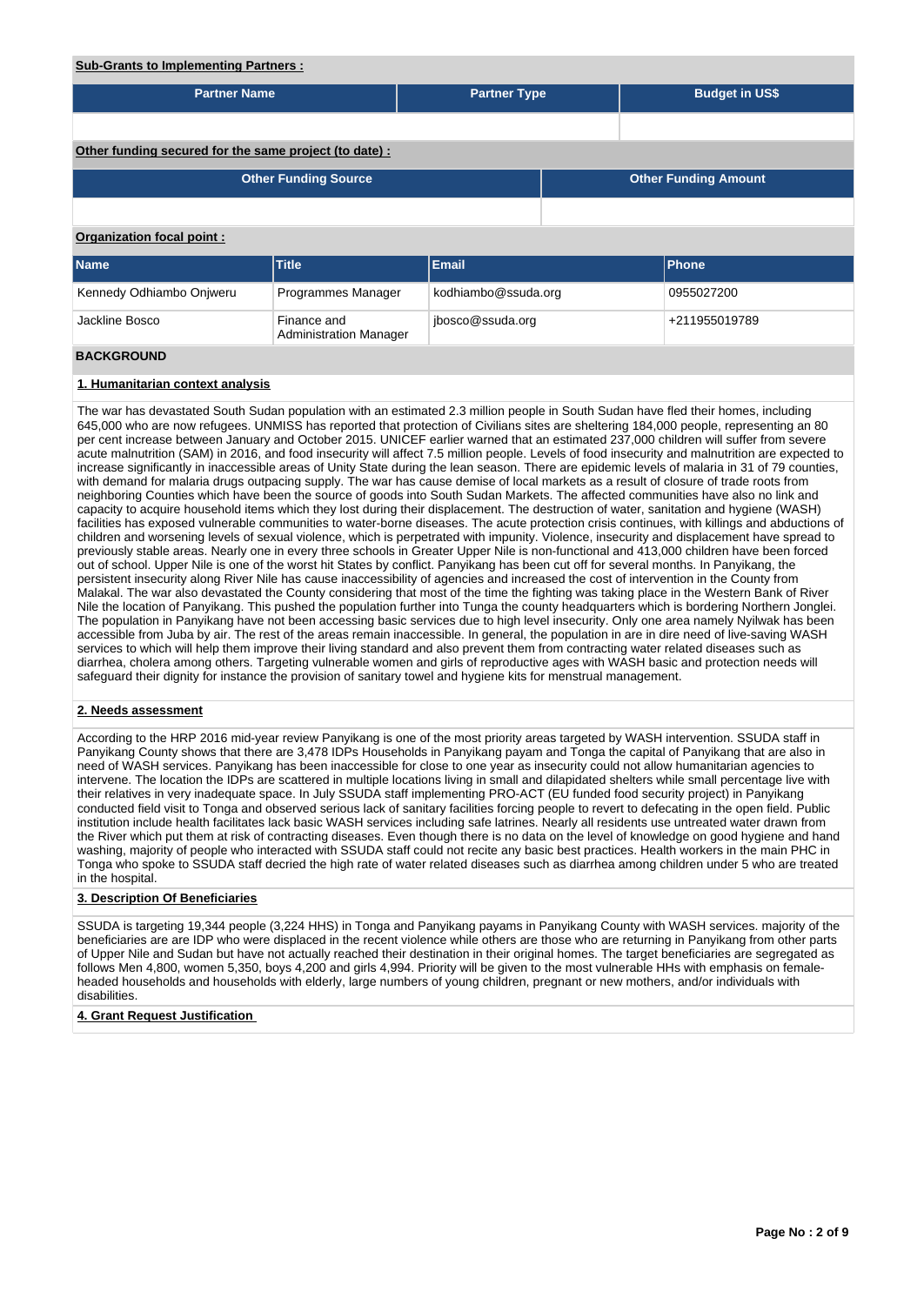**Sub-Grants to Implementing Partners :**

| Partner Name | Partner Type | Budget in US$ |
| --- | --- | --- |
| | | |

**Other funding secured for the same project (to date) :**

| Other Funding Source | Other Funding Amount |
| --- | --- |
| | |

**Organization focal point :**

| Name | Title | Email | Phone |
| --- | --- | --- | --- |
| Kennedy Odhiambo Onjweru | Programmes Manager | kodhiambo@ssuda.org | 0955027200 |
| Jackline Bosco | Finance and Administration Manager | jbosco@ssuda.org | +211955019789 |

## BACKGROUND

### 1. Humanitarian context analysis

The war has devastated South Sudan population with an estimated 2.3 million people in South Sudan have fled their homes, including 645,000 who are now refugees. UNMISS has reported that protection of Civilians sites are sheltering 184,000 people, representing an 80 per cent increase between January and October 2015. UNICEF earlier warned that an estimated 237,000 children will suffer from severe acute malnutrition (SAM) in 2016, and food insecurity will affect 7.5 million people. Levels of food insecurity and malnutrition are expected to increase significantly in inaccessible areas of Unity State during the lean season. There are epidemic levels of malaria in 31 of 79 counties, with demand for malaria drugs outpacing supply. The war has cause demise of local markets as a result of closure of trade roots from neighboring Counties which have been the source of goods into South Sudan Markets. The affected communities have also no link and capacity to acquire household items which they lost during their displacement. The destruction of water, sanitation and hygiene (WASH) facilities has exposed vulnerable communities to water-borne diseases. The acute protection crisis continues, with killings and abductions of children and worsening levels of sexual violence, which is perpetrated with impunity. Violence, insecurity and displacement have spread to previously stable areas. Nearly one in every three schools in Greater Upper Nile is non-functional and 413,000 children have been forced out of school. Upper Nile is one of the worst hit States by conflict. Panyikang has been cut off for several months. In Panyikang, the persistent insecurity along River Nile has cause inaccessibility of agencies and increased the cost of intervention in the County from Malakal. The war also devastated the County considering that most of the time the fighting was taking place in the Western Bank of River Nile the location of Panyikang. This pushed the population further into Tunga the county headquarters which is bordering Northern Jonglei. The population in Panyikang have not been accessing basic services due to high level insecurity. Only one area namely Nyilwak has been accessible from Juba by air. The rest of the areas remain inaccessible. In general, the population in are in dire need of live-saving WASH services to which will help them improve their living standard and also prevent them from contracting water related diseases such as diarrhea, cholera among others. Targeting vulnerable women and girls of reproductive ages with WASH basic and protection needs will safeguard their dignity for instance the provision of sanitary towel and hygiene kits for menstrual management.

### 2. Needs assessment

According to the HRP 2016 mid-year review Panyikang is one of the most priority areas targeted by WASH intervention. SSUDA staff in Panyikang County shows that there are 3,478 IDPs Households in Panyikang payam and Tonga the capital of Panyikang that are also in need of WASH services. Panyikang has been inaccessible for close to one year as insecurity could not allow humanitarian agencies to intervene. The location the IDPs are scattered in multiple locations living in small and dilapidated shelters while small percentage live with their relatives in very inadequate space. In July SSUDA staff implementing PRO-ACT (EU funded food security project) in Panyikang conducted field visit to Tonga and observed serious lack of sanitary facilities forcing people to revert to defecating in the open field. Public institution include health facilitates lack basic WASH services including safe latrines. Nearly all residents use untreated water drawn from the River which put them at risk of contracting diseases. Even though there is no data on the level of knowledge on good hygiene and hand washing, majority of people who interacted with SSUDA staff could not recite any basic best practices. Health workers in the main PHC in Tonga who spoke to SSUDA staff decried the high rate of water related diseases such as diarrhea among children under 5 who are treated in the hospital.

### 3. Description Of Beneficiaries

SSUDA is targeting 19,344 people (3,224 HHS) in Tonga and Panyikang payams in Panyikang County with WASH services. majority of the beneficiaries are are IDP who were displaced in the recent violence while others are those who are returning in Panyikang from other parts of Upper Nile and Sudan but have not actually reached their destination in their original homes. The target beneficiaries are segregated as follows Men 4,800, women 5,350, boys 4,200 and girls 4,994. Priority will be given to the most vulnerable HHs with emphasis on female-headed households and households with elderly, large numbers of young children, pregnant or new mothers, and/or individuals with disabilities.

### 4. Grant Request Justification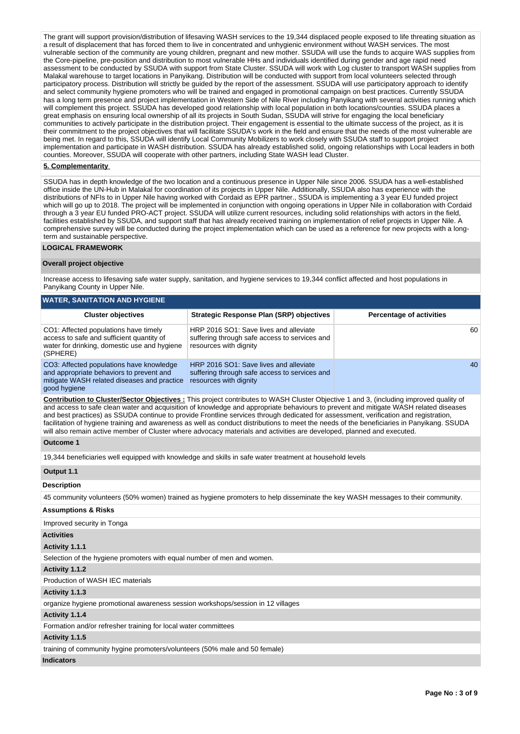The grant will support provision/distribution of lifesaving WASH services to the 19,344 displaced people exposed to life threating situation as a result of displacement that has forced them to live in concentrated and unhygienic environment without WASH services. The most vulnerable section of the community are young children, pregnant and new mother. SSUDA will use the funds to acquire WAS supplies from the Core-pipeline, pre-position and distribution to most vulnerable HHs and individuals identified during gender and age rapid need assessment to be conducted by SSUDA with support from State Cluster. SSUDA will work with Log cluster to transport WASH supplies from Malakal warehouse to target locations in Panyikang. Distribution will be conducted with support from local volunteers selected through participatory process. Distribution will strictly be guided by the report of the assessment. SSUDA will use participatory approach to identify and select community hygiene promoters who will be trained and engaged in promotional campaign on best practices. Currently SSUDA has a long term presence and project implementation in Western Side of Nile River including Panyikang with several activities running which will complement this project. SSUDA has developed good relationship with local population in both locations/counties. SSUDA places a great emphasis on ensuring local ownership of all its projects in South Sudan, SSUDA will strive for engaging the local beneficiary communities to actively participate in the distribution project. Their engagement is essential to the ultimate success of the project, as it is their commitment to the project objectives that will facilitate SSUDA's work in the field and ensure that the needs of the most vulnerable are being met. In regard to this, SSUDA will identify Local Community Mobilizers to work closely with SSUDA staff to support project implementation and participate in WASH distribution. SSUDA has already established solid, ongoing relationships with Local leaders in both counties. Moreover, SSUDA will cooperate with other partners, including State WASH lead Cluster.

**5. Complementarity**

SSUDA has in depth knowledge of the two location and a continuous presence in Upper Nile since 2006. SSUDA has a well-established office inside the UN-Hub in Malakal for coordination of its projects in Upper Nile. Additionally, SSUDA also has experience with the distributions of NFIs to in Upper Nile having worked with Cordaid as EPR partner., SSUDA is implementing a 3 year EU funded project which will go up to 2018. The project will be implemented in conjunction with ongoing operations in Upper Nile in collaboration with Cordaid through a 3 year EU funded PRO-ACT project. SSUDA will utilize current resources, including solid relationships with actors in the field, facilities established by SSUDA, and support staff that has already received training on implementation of relief projects in Upper Nile. A comprehensive survey will be conducted during the project implementation which can be used as a reference for new projects with a long-term and sustainable perspective.

## LOGICAL FRAMEWORK

**Overall project objective**

Increase access to lifesaving safe water supply, sanitation, and hygiene services to 19,344 conflict affected and host populations in Panyikang County in Upper Nile.

**WATER, SANITATION AND HYGIENE**

| Cluster objectives | Strategic Response Plan (SRP) objectives | Percentage of activities |
|---|---|---|
| CO1: Affected populations have timely access to safe and sufficient quantity of water for drinking, domestic use and hygiene (SPHERE) | HRP 2016 SO1: Save lives and alleviate suffering through safe access to services and resources with dignity | 60 |
| CO3: Affected populations have knowledge and appropriate behaviors to prevent and mitigate WASH related diseases and practice good hygiene | HRP 2016 SO1: Save lives and alleviate suffering through safe access to services and resources with dignity | 40 |

**Contribution to Cluster/Sector Objectives :** This project contributes to WASH Cluster Objective 1 and 3, (including improved quality of and access to safe clean water and acquisition of knowledge and appropriate behaviours to prevent and mitigate WASH related diseases and best practices) as SSUDA continue to provide Frontline services through dedicated for assessment, verification and registration, facilitation of hygiene training and awareness as well as conduct distributions to meet the needs of the beneficiaries in Panyikang. SSUDA will also remain active member of Cluster where advocacy materials and activities are developed, planned and executed.

**Outcome 1**

19,344 beneficiaries well equipped with knowledge and skills in safe water treatment at household levels

**Output 1.1**

**Description**

45 community volunteers (50% women) trained as hygiene promoters to help disseminate the key WASH messages to their community.

**Assumptions & Risks**

Improved security in Tonga

**Activities**

**Activity 1.1.1**

Selection of the hygiene promoters with equal number of men and women.

**Activity 1.1.2**

Production of WASH IEC materials

**Activity 1.1.3**

organize hygiene promotional awareness session workshops/session in 12 villages

**Activity 1.1.4**

Formation and/or refresher training for local water committees

**Activity 1.1.5**

training of community hygine promoters/volunteers (50% male and 50 female)

**Indicators**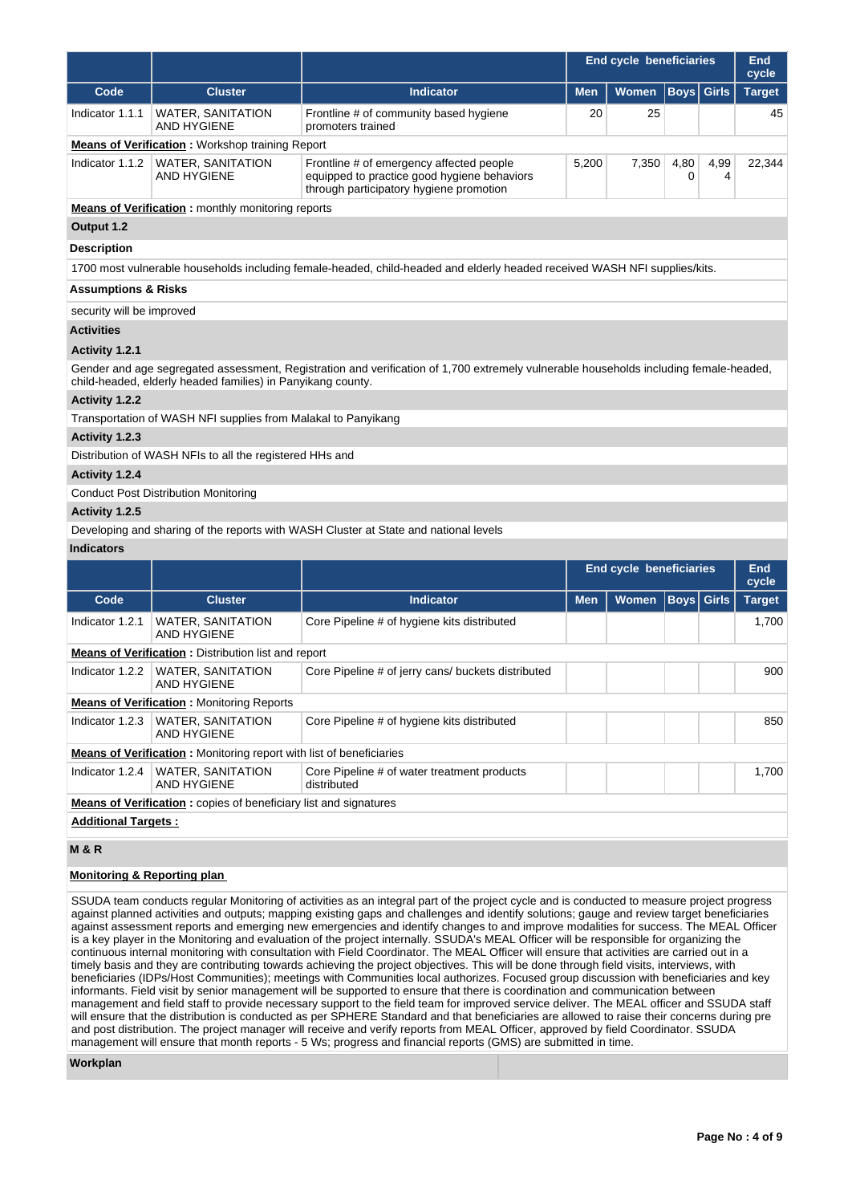| | | | End cycle beneficiaries | | | | End cycle |
|---|---|---|---|---|---|---|---|
| Code | Cluster | Indicator | Men | Women | Boys | Girls | Target |
| Indicator 1.1.1 | WATER, SANITATION AND HYGIENE | Frontline # of community based hygiene promoters trained | 20 | 25 | | | 45 |

**Means of Verification :** Workshop training Report

| Code | Cluster | Indicator | Men | Women | Boys | Girls | Target |
|---|---|---|---|---|---|---|---|
| Indicator 1.1.2 | WATER, SANITATION AND HYGIENE | Frontline # of emergency affected people equipped to practice good hygiene behaviors through participatory hygiene promotion | 5,200 | 7,350 | 4,800 | 4,994 | 22,344 |

**Means of Verification :** monthly monitoring reports

**Output 1.2**

**Description**

1700 most vulnerable households including female-headed, child-headed and elderly headed received WASH NFI supplies/kits.

**Assumptions & Risks**

security will be improved

**Activities**

**Activity 1.2.1**

Gender and age segregated assessment, Registration and verification of 1,700 extremely vulnerable households including female-headed, child-headed, elderly headed families) in Panyikang county.

**Activity 1.2.2**

Transportation of WASH NFI supplies from Malakal to Panyikang

**Activity 1.2.3**

Distribution of WASH NFIs to all the registered HHs and

**Activity 1.2.4**

Conduct Post Distribution Monitoring

**Activity 1.2.5**

Developing and sharing of the reports with WASH Cluster at State and national levels

**Indicators**

| | | | End cycle beneficiaries | | | | End cycle |
|---|---|---|---|---|---|---|---|
| Code | Cluster | Indicator | Men | Women | Boys | Girls | Target |
| Indicator 1.2.1 | WATER, SANITATION AND HYGIENE | Core Pipeline # of hygiene kits distributed | | | | | 1,700 |

**Means of Verification :** Distribution list and report

| Code | Cluster | Indicator | Men | Women | Boys | Girls | Target |
|---|---|---|---|---|---|---|---|
| Indicator 1.2.2 | WATER, SANITATION AND HYGIENE | Core Pipeline # of jerry cans/ buckets distributed | | | | | 900 |

**Means of Verification :** Monitoring Reports

| Code | Cluster | Indicator | Men | Women | Boys | Girls | Target |
|---|---|---|---|---|---|---|---|
| Indicator 1.2.3 | WATER, SANITATION AND HYGIENE | Core Pipeline # of hygiene kits distributed | | | | | 850 |

**Means of Verification :** Monitoring report with list of beneficiaries

| Code | Cluster | Indicator | Men | Women | Boys | Girls | Target |
|---|---|---|---|---|---|---|---|
| Indicator 1.2.4 | WATER, SANITATION AND HYGIENE | Core Pipeline # of water treatment products distributed | | | | | 1,700 |

**Means of Verification :** copies of beneficiary list and signatures

**Additional Targets :**

**M & R**

**Monitoring & Reporting plan**

SSUDA team conducts regular Monitoring of activities as an integral part of the project cycle and is conducted to measure project progress against planned activities and outputs; mapping existing gaps and challenges and identify solutions; gauge and review target beneficiaries against assessment reports and emerging new emergencies and identify changes to and improve modalities for success. The MEAL Officer is a key player in the Monitoring and evaluation of the project internally. SSUDA's MEAL Officer will be responsible for organizing the continuous internal monitoring with consultation with Field Coordinator. The MEAL Officer will ensure that activities are carried out in a timely basis and they are contributing towards achieving the project objectives. This will be done through field visits, interviews, with beneficiaries (IDPs/Host Communities); meetings with Communities local authorizes. Focused group discussion with beneficiaries and key informants. Field visit by senior management will be supported to ensure that there is coordination and communication between management and field staff to provide necessary support to the field team for improved service deliver. The MEAL officer and SSUDA staff will ensure that the distribution is conducted as per SPHERE Standard and that beneficiaries are allowed to raise their concerns during pre and post distribution. The project manager will receive and verify reports from MEAL Officer, approved by field Coordinator. SSUDA management will ensure that month reports - 5 Ws; progress and financial reports (GMS) are submitted in time.

**Workplan**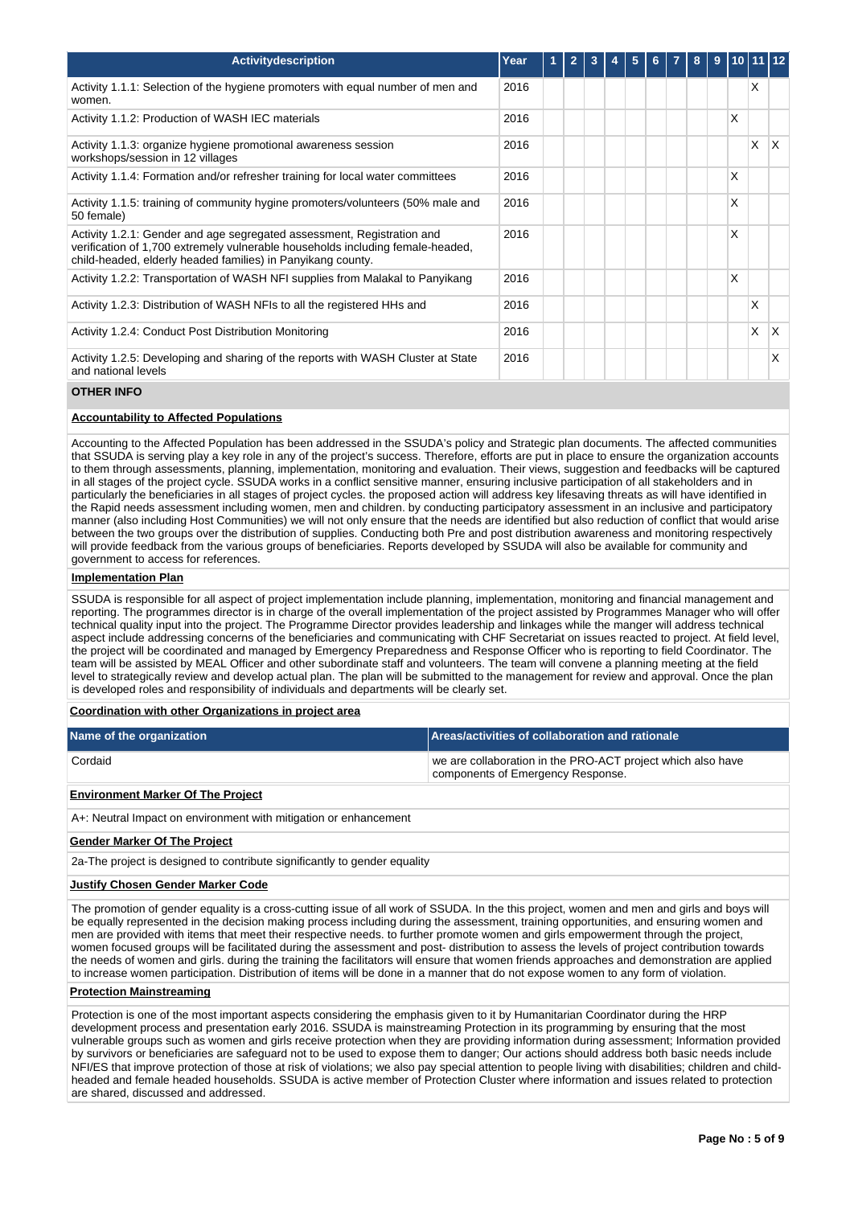| Activitydescription | Year | 1 | 2 | 3 | 4 | 5 | 6 | 7 | 8 | 9 | 10 | 11 | 12 |
|---|---|---|---|---|---|---|---|---|---|---|---|---|---|
| Activity 1.1.1: Selection of the hygiene promoters with equal number of men and women. | 2016 | | | | | | | | | | | X | |
| Activity 1.1.2: Production of WASH IEC materials | 2016 | | | | | | | | | | X | | |
| Activity 1.1.3: organize hygiene promotional awareness session workshops/session in 12 villages | 2016 | | | | | | | | | | | X | X |
| Activity 1.1.4: Formation and/or refresher training for local water committees | 2016 | | | | | | | | | | X | | |
| Activity 1.1.5: training of community hygine promoters/volunteers (50% male and 50 female) | 2016 | | | | | | | | | | X | | |
| Activity 1.2.1: Gender and age segregated assessment, Registration and verification of 1,700 extremely vulnerable households including female-headed, child-headed, elderly headed families) in Panyikang county. | 2016 | | | | | | | | | | X | | |
| Activity 1.2.2: Transportation of WASH NFI supplies from Malakal to Panyikang | 2016 | | | | | | | | | | X | | |
| Activity 1.2.3: Distribution of WASH NFIs to all the registered HHs and | 2016 | | | | | | | | | | | X | |
| Activity 1.2.4: Conduct Post Distribution Monitoring | 2016 | | | | | | | | | | | X | X |
| Activity 1.2.5: Developing and sharing of the reports with WASH Cluster at State and national levels | 2016 | | | | | | | | | | | | X |

## OTHER INFO

**Accountability to Affected Populations**

Accounting to the Affected Population has been addressed in the SSUDA's policy and Strategic plan documents. The affected communities that SSUDA is serving play a key role in any of the project's success. Therefore, efforts are put in place to ensure the organization accounts to them through assessments, planning, implementation, monitoring and evaluation. Their views, suggestion and feedbacks will be captured in all stages of the project cycle. SSUDA works in a conflict sensitive manner, ensuring inclusive participation of all stakeholders and in particularly the beneficiaries in all stages of project cycles. the proposed action will address key lifesaving threats as will have identified in the Rapid needs assessment including women, men and children. by conducting participatory assessment in an inclusive and participatory manner (also including Host Communities) we will not only ensure that the needs are identified but also reduction of conflict that would arise between the two groups over the distribution of supplies. Conducting both Pre and post distribution awareness and monitoring respectively will provide feedback from the various groups of beneficiaries. Reports developed by SSUDA will also be available for community and government to access for references.

**Implementation Plan**

SSUDA is responsible for all aspect of project implementation include planning, implementation, monitoring and financial management and reporting. The programmes director is in charge of the overall implementation of the project assisted by Programmes Manager who will offer technical quality input into the project. The Programme Director provides leadership and linkages while the manger will address technical aspect include addressing concerns of the beneficiaries and communicating with CHF Secretariat on issues reacted to project. At field level, the project will be coordinated and managed by Emergency Preparedness and Response Officer who is reporting to field Coordinator. The team will be assisted by MEAL Officer and other subordinate staff and volunteers. The team will convene a planning meeting at the field level to strategically review and develop actual plan. The plan will be submitted to the management for review and approval. Once the plan is developed roles and responsibility of individuals and departments will be clearly set.

**Coordination with other Organizations in project area**

| Name of the organization | Areas/activities of collaboration and rationale |
|---|---|
| Cordaid | we are collaboration in the PRO-ACT project which also have components of Emergency Response. |

**Environment Marker Of The Project**

A+: Neutral Impact on environment with mitigation or enhancement

**Gender Marker Of The Project**

2a-The project is designed to contribute significantly to gender equality

**Justify Chosen Gender Marker Code**

The promotion of gender equality is a cross-cutting issue of all work of SSUDA. In the this project, women and men and girls and boys will be equally represented in the decision making process including during the assessment, training opportunities, and ensuring women and men are provided with items that meet their respective needs. to further promote women and girls empowerment through the project, women focused groups will be facilitated during the assessment and post- distribution to assess the levels of project contribution towards the needs of women and girls. during the training the facilitators will ensure that women friends approaches and demonstration are applied to increase women participation. Distribution of items will be done in a manner that do not expose women to any form of violation.

**Protection Mainstreaming**

Protection is one of the most important aspects considering the emphasis given to it by Humanitarian Coordinator during the HRP development process and presentation early 2016. SSUDA is mainstreaming Protection in its programming by ensuring that the most vulnerable groups such as women and girls receive protection when they are providing information during assessment; Information provided by survivors or beneficiaries are safeguard not to be used to expose them to danger; Our actions should address both basic needs include NFI/ES that improve protection of those at risk of violations; we also pay special attention to people living with disabilities; children and child-headed and female headed households. SSUDA is active member of Protection Cluster where information and issues related to protection are shared, discussed and addressed.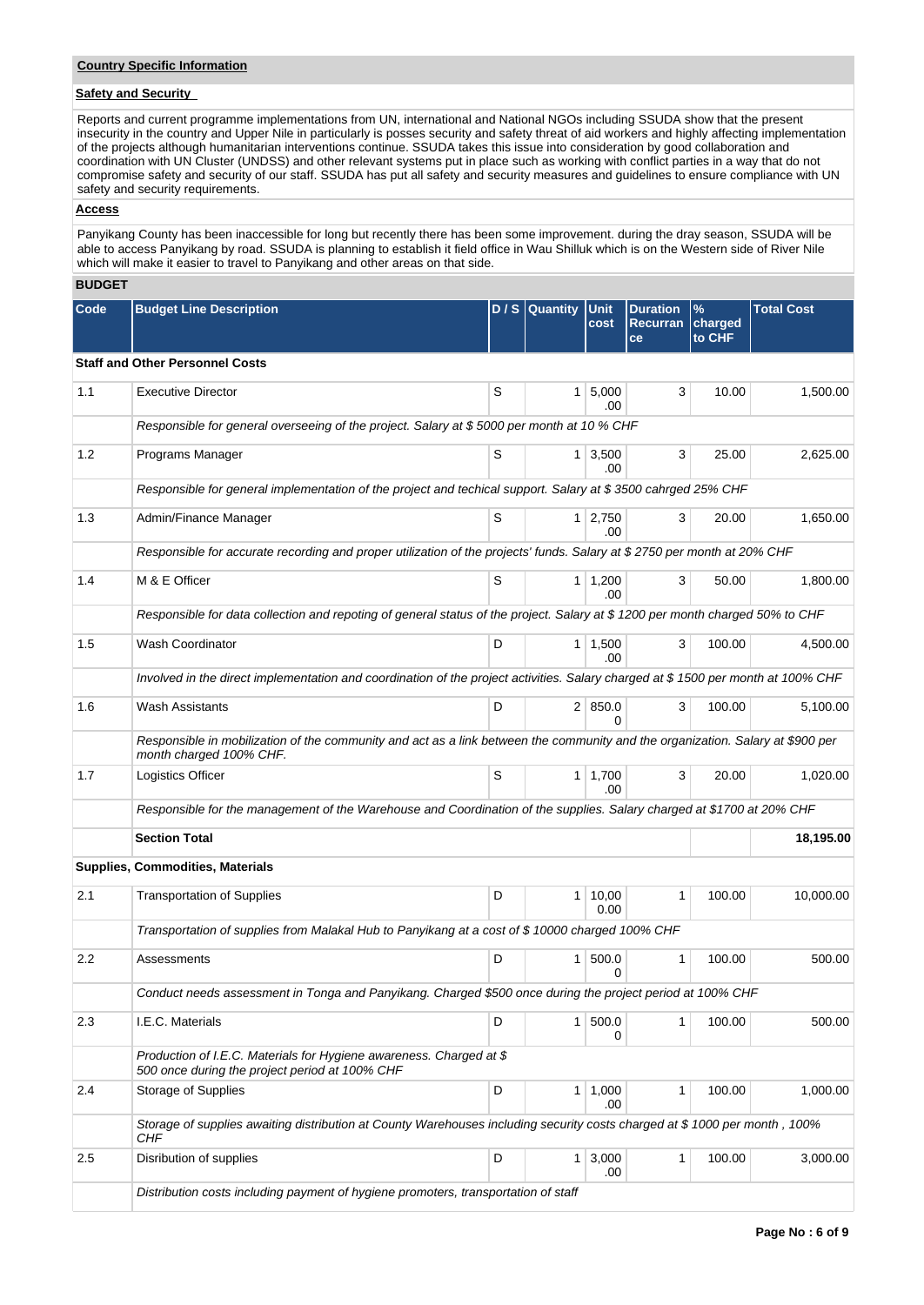**Country Specific Information**

**Safety and Security**

Reports and current programme implementations from UN, international and National NGOs including SSUDA show that the present insecurity in the country and Upper Nile in particularly is posses security and safety threat of aid workers and highly affecting implementation of the projects although humanitarian interventions continue. SSUDA takes this issue into consideration by good collaboration and coordination with UN Cluster (UNDSS) and other relevant systems put in place such as working with conflict parties in a way that do not compromise safety and security of our staff. SSUDA has put all safety and security measures and guidelines to ensure compliance with UN safety and security requirements.

**Access**

Panyikang County has been inaccessible for long but recently there has been some improvement. during the dray season, SSUDA will be able to access Panyikang by road. SSUDA is planning to establish it field office in Wau Shilluk which is on the Western side of River Nile which will make it easier to travel to Panyikang and other areas on that side.

**BUDGET**

| Code | Budget Line Description | D / S | Quantity | Unit cost | Duration Recurrance | % charged to CHF | Total Cost |
|---|---|---|---|---|---|---|---|
| **Staff and Other Personnel Costs** | | | | | | | |
| 1.1 | Executive Director | S | 1 | 5,000.00 | 3 | 10.00 | 1,500.00 |
| | *Responsible for general overseeing of the project. Salary at $ 5000 per month at 10 % CHF* | | | | | | |
| 1.2 | Programs Manager | S | 1 | 3,500.00 | 3 | 25.00 | 2,625.00 |
| | *Responsible for general implementation of the project and techical support. Salary at $ 3500 cahrged 25% CHF* | | | | | | |
| 1.3 | Admin/Finance Manager | S | 1 | 2,750.00 | 3 | 20.00 | 1,650.00 |
| | *Responsible for accurate recording and proper utilization of the projects' funds. Salary at $ 2750 per month at 20% CHF* | | | | | | |
| 1.4 | M & E Officer | S | 1 | 1,200.00 | 3 | 50.00 | 1,800.00 |
| | *Responsible for data collection and repoting of general status of the project. Salary at $ 1200 per month charged 50% to CHF* | | | | | | |
| 1.5 | Wash Coordinator | D | 1 | 1,500.00 | 3 | 100.00 | 4,500.00 |
| | *Involved in the direct implementation and coordination of the project activities. Salary charged at $ 1500 per month at 100% CHF* | | | | | | |
| 1.6 | Wash Assistants | D | 2 | 850.00 | 3 | 100.00 | 5,100.00 |
| | *Responsible in mobilization of the community and act as a link between the community and the organization. Salary at $900 per month charged 100% CHF.* | | | | | | |
| 1.7 | Logistics Officer | S | 1 | 1,700.00 | 3 | 20.00 | 1,020.00 |
| | *Responsible for the management of the Warehouse and Coordination of the supplies. Salary charged at $1700 at 20% CHF* | | | | | | |
| | **Section Total** | | | | | | **18,195.00** |
| **Supplies, Commodities, Materials** | | | | | | | |
| 2.1 | Transportation of Supplies | D | 1 | 10,000.00 | 1 | 100.00 | 10,000.00 |
| | *Transportation of supplies from Malakal Hub to Panyikang at a cost of $ 10000 charged 100% CHF* | | | | | | |
| 2.2 | Assessments | D | 1 | 500.00 | 1 | 100.00 | 500.00 |
| | *Conduct needs assessment in Tonga and Panyikang. Charged $500 once during the project period at 100% CHF* | | | | | | |
| 2.3 | I.E.C. Materials | D | 1 | 500.00 | 1 | 100.00 | 500.00 |
| | *Production of I.E.C. Materials for Hygiene awareness. Charged at $ 500 once during the project period at 100% CHF* | | | | | | |
| 2.4 | Storage of Supplies | D | 1 | 1,000.00 | 1 | 100.00 | 1,000.00 |
| | *Storage of supplies awaiting distribution at County Warehouses including security costs charged at $ 1000 per month , 100% CHF* | | | | | | |
| 2.5 | Disribution of supplies | D | 1 | 3,000.00 | 1 | 100.00 | 3,000.00 |
| | *Distribution costs including payment of hygiene promoters, transportation of staff* | | | | | | |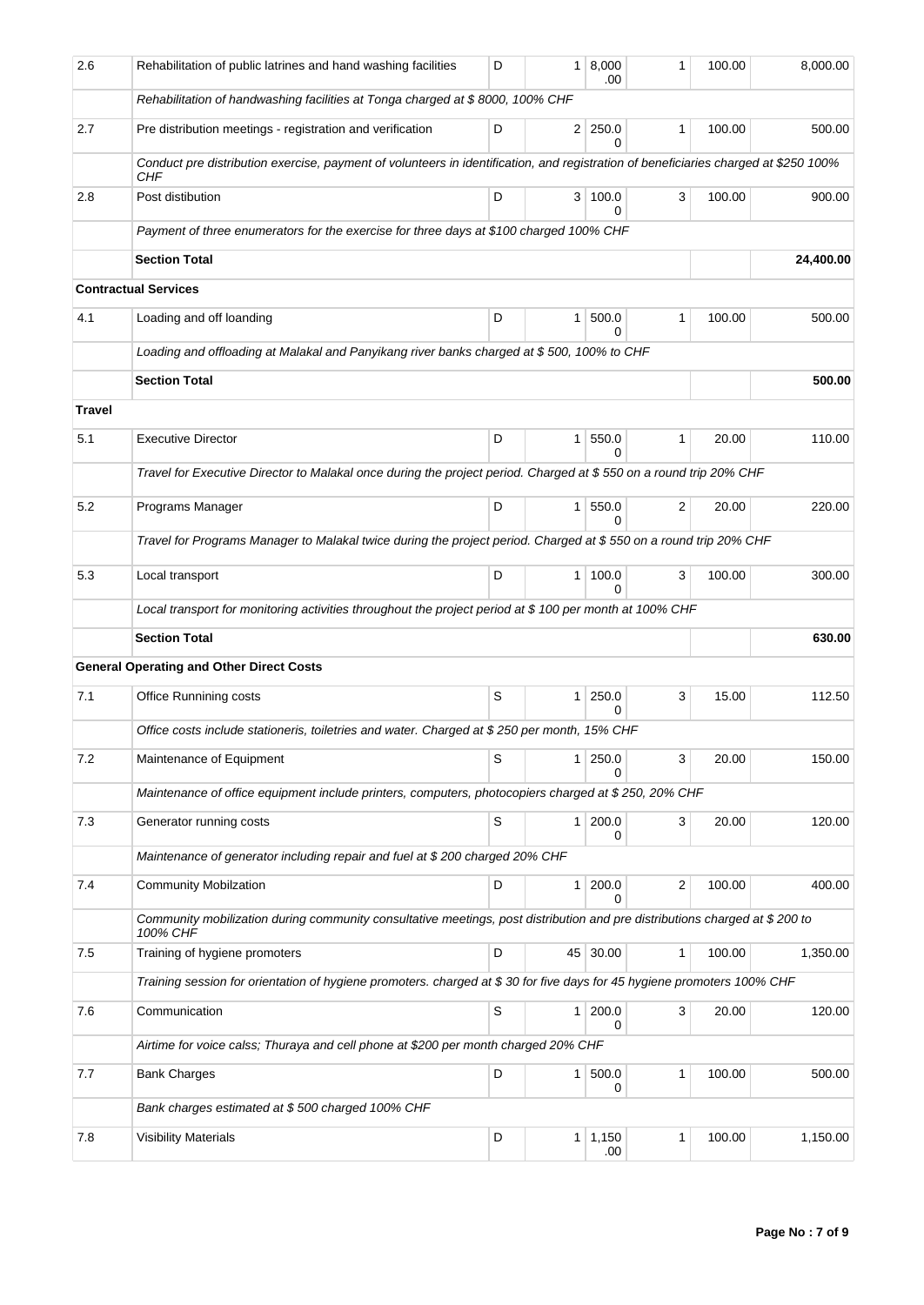| | | | | | | | |
|---|---|---|---|---|---|---|---|
| 2.6 | Rehabilitation of public latrines and hand washing facilities | D | 1 | 8,000.00 | 1 | 100.00 | 8,000.00 |
| | *Rehabilitation of handwashing facilities at Tonga charged at $ 8000, 100% CHF* | | | | | | |
| 2.7 | Pre distribution meetings - registration and verification | D | 2 | 250.00 | 1 | 100.00 | 500.00 |
| | *Conduct pre distribution exercise, payment of volunteers in identification, and registration of beneficiaries charged at $250 100% CHF* | | | | | | |
| 2.8 | Post distibution | D | 3 | 100.00 | 3 | 100.00 | 900.00 |
| | *Payment of three enumerators for the exercise for three days at $100 charged 100% CHF* | | | | | | |
| | **Section Total** | | | | | | **24,400.00** |
| **Contractual Services** | | | | | | | |
| 4.1 | Loading and off loanding | D | 1 | 500.00 | 1 | 100.00 | 500.00 |
| | *Loading and offloading at Malakal and Panyikang river banks charged at $ 500, 100% to CHF* | | | | | | |
| | **Section Total** | | | | | | **500.00** |
| **Travel** | | | | | | | |
| 5.1 | Executive Director | D | 1 | 550.00 | 1 | 20.00 | 110.00 |
| | *Travel for Executive Director to Malakal once during the project period. Charged at $ 550 on a round trip 20% CHF* | | | | | | |
| 5.2 | Programs Manager | D | 1 | 550.00 | 2 | 20.00 | 220.00 |
| | *Travel for Programs Manager to Malakal twice during the project period. Charged at $ 550 on a round trip 20% CHF* | | | | | | |
| 5.3 | Local transport | D | 1 | 100.00 | 3 | 100.00 | 300.00 |
| | *Local transport for monitoring activities throughout the project period at $ 100 per month at 100% CHF* | | | | | | |
| | **Section Total** | | | | | | **630.00** |
| **General Operating and Other Direct Costs** | | | | | | | |
| 7.1 | Office Runnining costs | S | 1 | 250.00 | 3 | 15.00 | 112.50 |
| | *Office costs include stationeris, toiletries and water. Charged at $ 250 per month, 15% CHF* | | | | | | |
| 7.2 | Maintenance of Equipment | S | 1 | 250.00 | 3 | 20.00 | 150.00 |
| | *Maintenance of office equipment include printers, computers, photocopiers charged at $ 250, 20% CHF* | | | | | | |
| 7.3 | Generator running costs | S | 1 | 200.00 | 3 | 20.00 | 120.00 |
| | *Maintenance of generator including repair and fuel at $ 200 charged 20% CHF* | | | | | | |
| 7.4 | Community Mobilzation | D | 1 | 200.00 | 2 | 100.00 | 400.00 |
| | *Community mobilization during community consultative meetings, post distribution and pre distributions charged at $ 200 to 100% CHF* | | | | | | |
| 7.5 | Training of hygiene promoters | D | 45 | 30.00 | 1 | 100.00 | 1,350.00 |
| | *Training session for orientation of hygiene promoters. charged at $ 30 for five days for 45 hygiene promoters 100% CHF* | | | | | | |
| 7.6 | Communication | S | 1 | 200.00 | 3 | 20.00 | 120.00 |
| | *Airtime for voice calss; Thuraya and cell phone at $200 per month charged 20% CHF* | | | | | | |
| 7.7 | Bank Charges | D | 1 | 500.00 | 1 | 100.00 | 500.00 |
| | *Bank charges estimated at $ 500 charged 100% CHF* | | | | | | |
| 7.8 | Visibility Materials | D | 1 | 1,150.00 | 1 | 100.00 | 1,150.00 |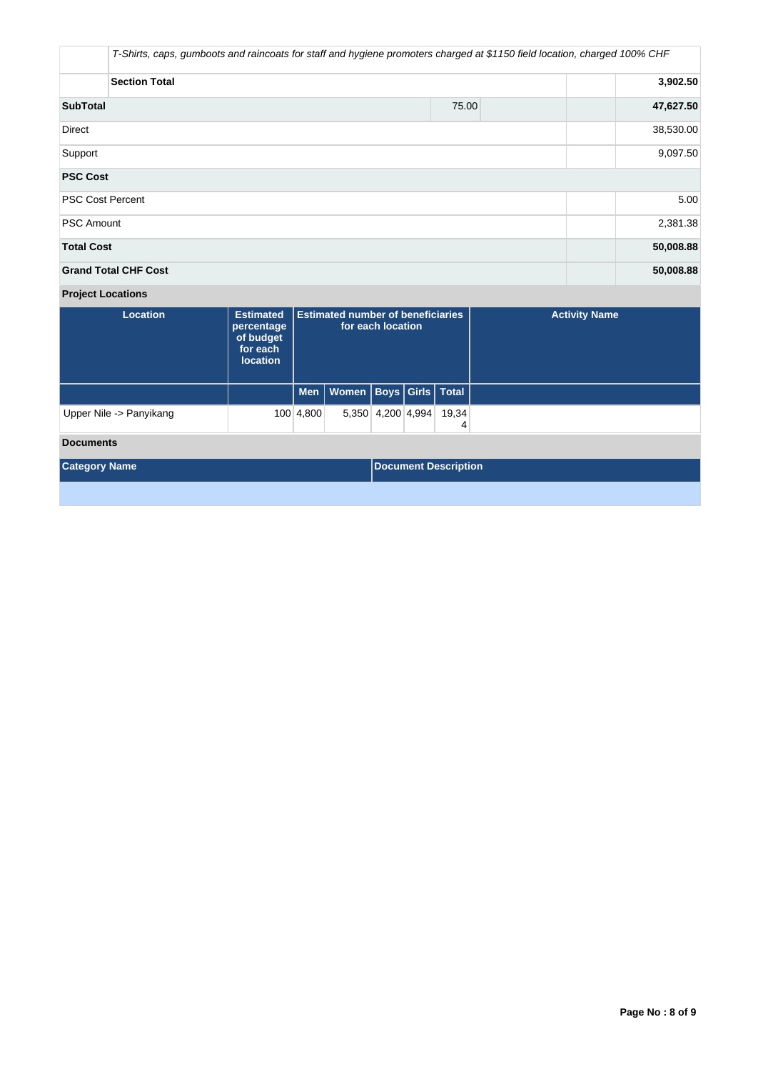| | | | | |
|---|---|---|---|---|
| | *T-Shirts, caps, gumboots and raincoats for staff and hygiene promoters charged at $1150 field location, charged 100% CHF* | | | |
| | **Section Total** | | | **3,902.50** |
| **SubTotal** | | 75.00 | | **47,627.50** |
| Direct | | | | 38,530.00 |
| Support | | | | 9,097.50 |
| **PSC Cost** | | | | |
| PSC Cost Percent | | | | 5.00 |
| PSC Amount | | | | 2,381.38 |
| **Total Cost** | | | | **50,008.88** |
| **Grand Total CHF Cost** | | | | **50,008.88** |

**Project Locations**

| Location | Estimated percentage of budget for each location | Estimated number of beneficiaries for each location | | | | | Activity Name |
|---|---|---|---|---|---|---|---|
| | | Men | Women | Boys | Girls | Total | |
| Upper Nile -> Panyikang | 100 | 4,800 | 5,350 | 4,200 | 4,994 | 19,344 | |

**Documents**

| Category Name | Document Description |
|---|---|
| | |